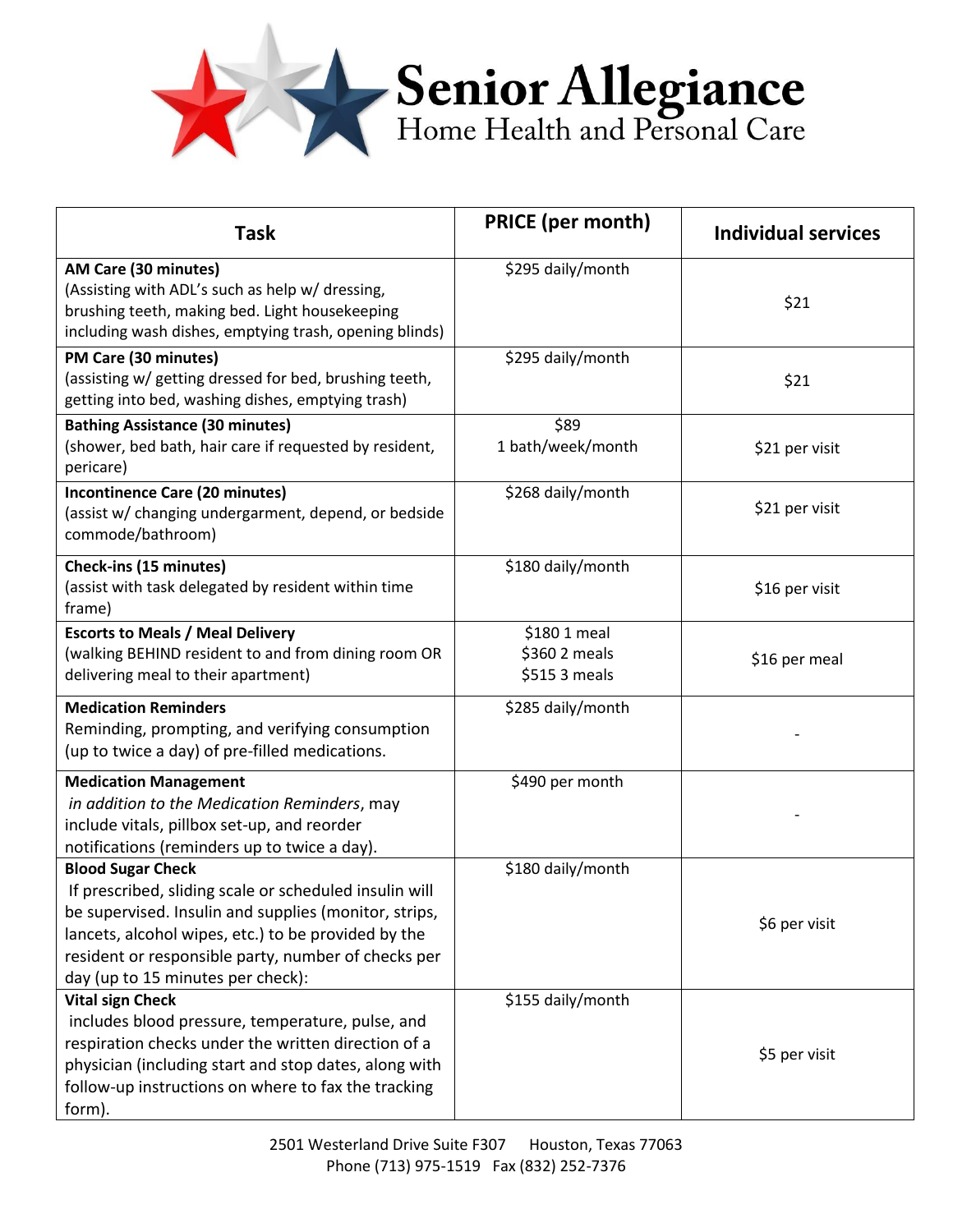# Senior Allegiance

## Home Health and Personal Care

| Task | PRICE (per month) | Individual services |
|---|---|---|
| **AM Care (30 minutes)**<br>(Assisting with ADL's such as help w/ dressing, brushing teeth, making bed. Light housekeeping including wash dishes, emptying trash, opening blinds) | $295 daily/month | $21 |
| **PM Care (30 minutes)**<br>(assisting w/ getting dressed for bed, brushing teeth, getting into bed, washing dishes, emptying trash) | $295 daily/month | $21 |
| **Bathing Assistance (30 minutes)**<br>(shower, bed bath, hair care if requested by resident, pericare) | $89<br>1 bath/week/month | $21 per visit |
| **Incontinence Care (20 minutes)**<br>(assist w/ changing undergarment, depend, or bedside commode/bathroom) | $268 daily/month | $21 per visit |
| **Check-ins (15 minutes)**<br>(assist with task delegated by resident within time frame) | $180 daily/month | $16 per visit |
| **Escorts to Meals / Meal Delivery**<br>(walking BEHIND resident to and from dining room OR delivering meal to their apartment) | $180 1 meal<br>$360 2 meals<br>$515 3 meals | $16 per meal |
| **Medication Reminders**<br>Reminding, prompting, and verifying consumption (up to twice a day) of pre-filled medications. | $285 daily/month | - |
| **Medication Management**<br>*in addition to the Medication Reminders*, may include vitals, pillbox set-up, and reorder notifications (reminders up to twice a day). | $490 per month | - |
| **Blood Sugar Check**<br>If prescribed, sliding scale or scheduled insulin will be supervised. Insulin and supplies (monitor, strips, lancets, alcohol wipes, etc.) to be provided by the resident or responsible party, number of checks per day (up to 15 minutes per check): | $180 daily/month | $6 per visit |
| **Vital sign Check**<br>includes blood pressure, temperature, pulse, and respiration checks under the written direction of a physician (including start and stop dates, along with follow-up instructions on where to fax the tracking form). | $155 daily/month | $5 per visit |

2501 Westerland Drive Suite F307 Houston, Texas 77063
Phone (713) 975-1519 Fax (832) 252-7376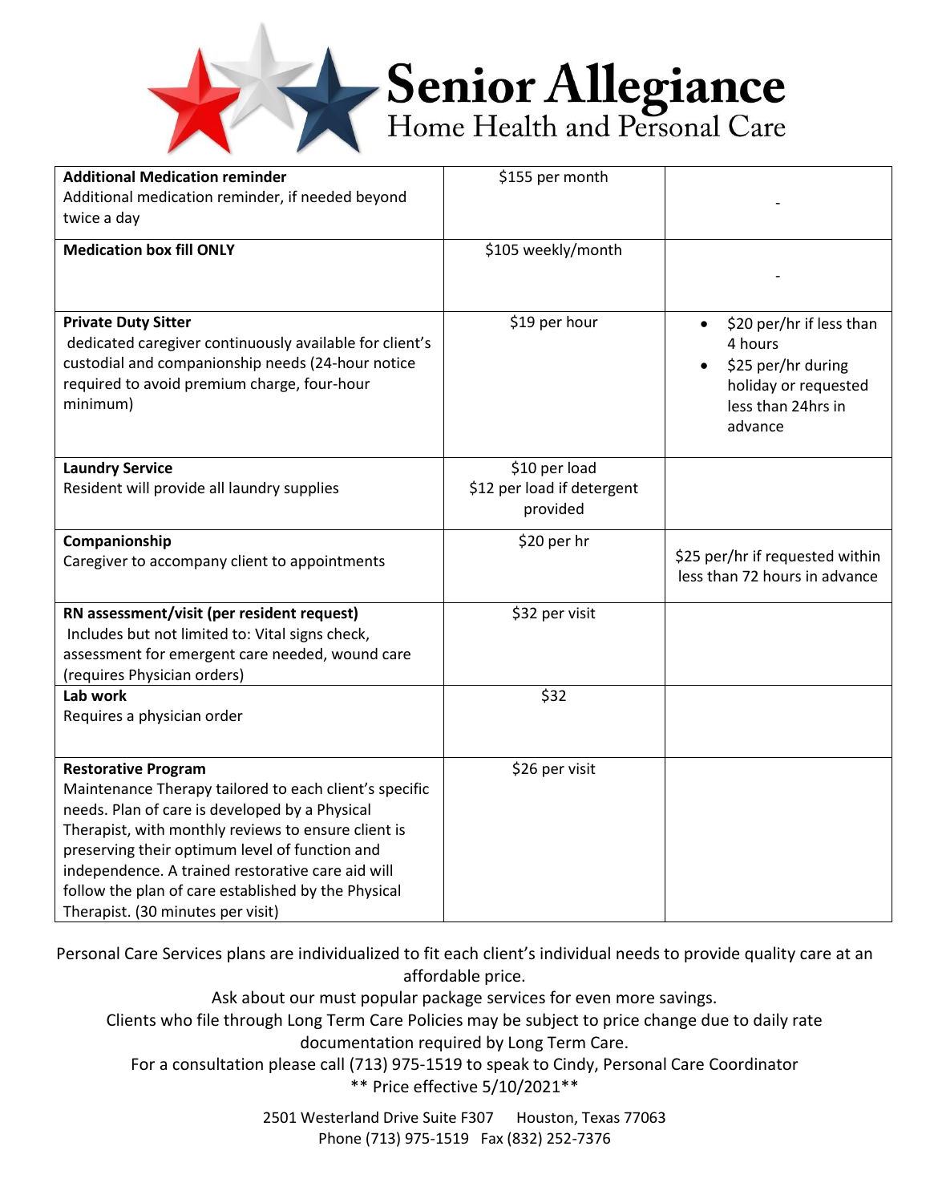# Senior Allegiance

Home Health and Personal Care

| | | |
|---|---|---|
| **Additional Medication reminder**<br>Additional medication reminder, if needed beyond twice a day | $155 per month | - |
| **Medication box fill ONLY** | $105 weekly/month | - |
| **Private Duty Sitter**<br>dedicated caregiver continuously available for client's custodial and companionship needs (24-hour notice required to avoid premium charge, four-hour minimum) | $19 per hour | • $20 per/hr if less than 4 hours<br>• $25 per/hr during holiday or requested less than 24hrs in advance |
| **Laundry Service**<br>Resident will provide all laundry supplies | $10 per load<br>$12 per load if detergent provided | |
| **Companionship**<br>Caregiver to accompany client to appointments | $20 per hr | $25 per/hr if requested within less than 72 hours in advance |
| **RN assessment/visit (per resident request)**<br>Includes but not limited to: Vital signs check, assessment for emergent care needed, wound care (requires Physician orders) | $32 per visit | |
| **Lab work**<br>Requires a physician order | $32 | |
| **Restorative Program**<br>Maintenance Therapy tailored to each client's specific needs. Plan of care is developed by a Physical Therapist, with monthly reviews to ensure client is preserving their optimum level of function and independence. A trained restorative care aid will follow the plan of care established by the Physical Therapist. (30 minutes per visit) | $26 per visit | |

Personal Care Services plans are individualized to fit each client's individual needs to provide quality care at an affordable price.

Ask about our must popular package services for even more savings.

Clients who file through Long Term Care Policies may be subject to price change due to daily rate documentation required by Long Term Care.

For a consultation please call (713) 975-1519 to speak to Cindy, Personal Care Coordinator

** Price effective 5/10/2021**

2501 Westerland Drive Suite F307 Houston, Texas 77063

Phone (713) 975-1519 Fax (832) 252-7376